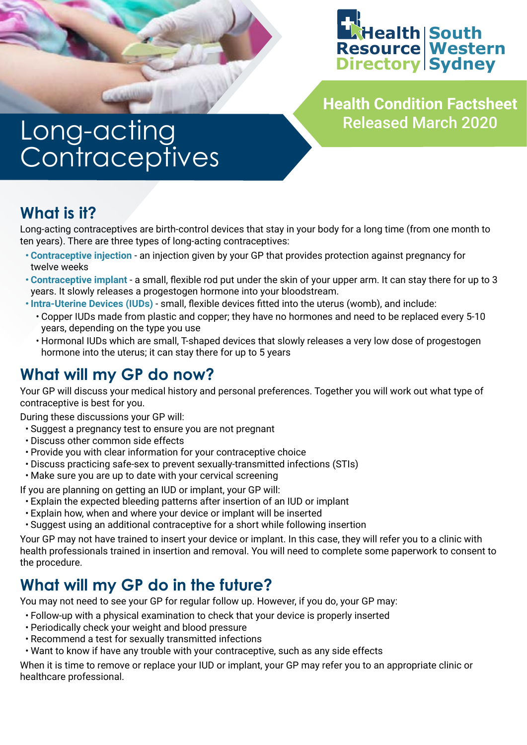Health Resource Directory | South Western Sydney

**Health Condition Factsheet**
Released March 2020

# Long-acting Contraceptives

## What is it?

Long-acting contraceptives are birth-control devices that stay in your body for a long time (from one month to ten years). There are three types of long-acting contraceptives:

- **Contraceptive injection** - an injection given by your GP that provides protection against pregnancy for twelve weeks
- **Contraceptive implant** - a small, flexible rod put under the skin of your upper arm. It can stay there for up to 3 years. It slowly releases a progestogen hormone into your bloodstream.
- **Intra-Uterine Devices (IUDs)** - small, flexible devices fitted into the uterus (womb), and include:
  - Copper IUDs made from plastic and copper; they have no hormones and need to be replaced every 5-10 years, depending on the type you use
  - Hormonal IUDs which are small, T-shaped devices that slowly releases a very low dose of progestogen hormone into the uterus; it can stay there for up to 5 years

## What will my GP do now?

Your GP will discuss your medical history and personal preferences. Together you will work out what type of contraceptive is best for you.

During these discussions your GP will:

- Suggest a pregnancy test to ensure you are not pregnant
- Discuss other common side effects
- Provide you with clear information for your contraceptive choice
- Discuss practicing safe-sex to prevent sexually-transmitted infections (STIs)
- Make sure you are up to date with your cervical screening

If you are planning on getting an IUD or implant, your GP will:

- Explain the expected bleeding patterns after insertion of an IUD or implant
- Explain how, when and where your device or implant will be inserted
- Suggest using an additional contraceptive for a short while following insertion

Your GP may not have trained to insert your device or implant. In this case, they will refer you to a clinic with health professionals trained in insertion and removal. You will need to complete some paperwork to consent to the procedure.

## What will my GP do in the future?

You may not need to see your GP for regular follow up. However, if you do, your GP may:

- Follow-up with a physical examination to check that your device is properly inserted
- Periodically check your weight and blood pressure
- Recommend a test for sexually transmitted infections
- Want to know if have any trouble with your contraceptive, such as any side effects

When it is time to remove or replace your IUD or implant, your GP may refer you to an appropriate clinic or healthcare professional.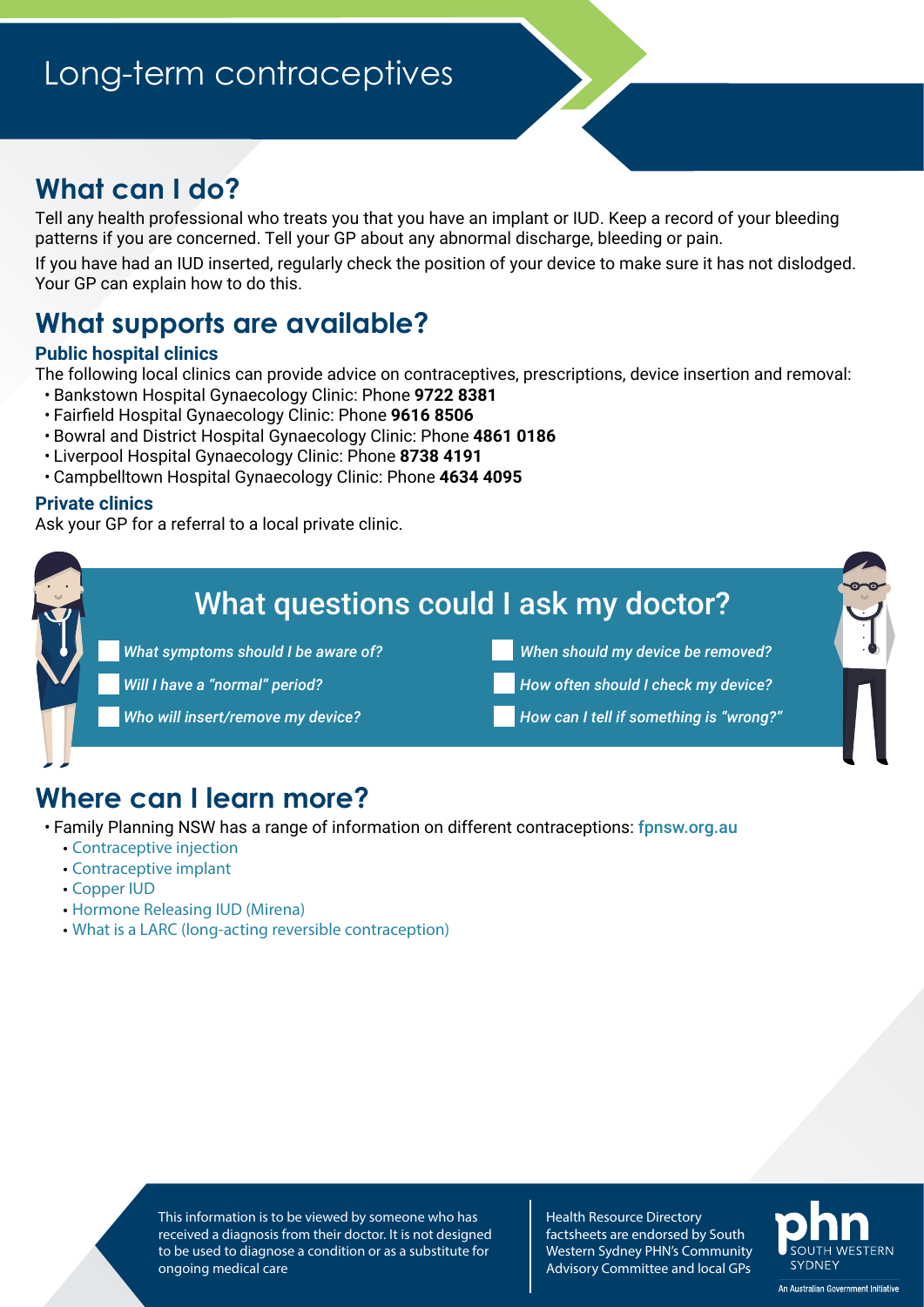# Long-term contraceptives

## What can I do?

Tell any health professional who treats you that you have an implant or IUD. Keep a record of your bleeding patterns if you are concerned. Tell your GP about any abnormal discharge, bleeding or pain.

If you have had an IUD inserted, regularly check the position of your device to make sure it has not dislodged. Your GP can explain how to do this.

## What supports are available?

### Public hospital clinics

The following local clinics can provide advice on contraceptives, prescriptions, device insertion and removal:

- Bankstown Hospital Gynaecology Clinic: Phone **9722 8381**
- Fairfield Hospital Gynaecology Clinic: Phone **9616 8506**
- Bowral and District Hospital Gynaecology Clinic: Phone **4861 0186**
- Liverpool Hospital Gynaecology Clinic: Phone **8738 4191**
- Campbelltown Hospital Gynaecology Clinic: Phone **4634 4095**

### Private clinics

Ask your GP for a referral to a local private clinic.

## What questions could I ask my doctor?

- *What symptoms should I be aware of?*
- *Will I have a "normal" period?*
- *Who will insert/remove my device?*
- *When should my device be removed?*
- *How often should I check my device?*
- *How can I tell if something is "wrong?"*

## Where can I learn more?

- Family Planning NSW has a range of information on different contraceptions: fpnsw.org.au
  - Contraceptive injection
  - Contraceptive implant
  - Copper IUD
  - Hormone Releasing IUD (Mirena)
  - What is a LARC (long-acting reversible contraception)

This information is to be viewed by someone who has received a diagnosis from their doctor. It is not designed to be used to diagnose a condition or as a substitute for ongoing medical care

Health Resource Directory factsheets are endorsed by South Western Sydney PHN's Community Advisory Committee and local GPs

phn SOUTH WESTERN SYDNEY

An Australian Government Initiative